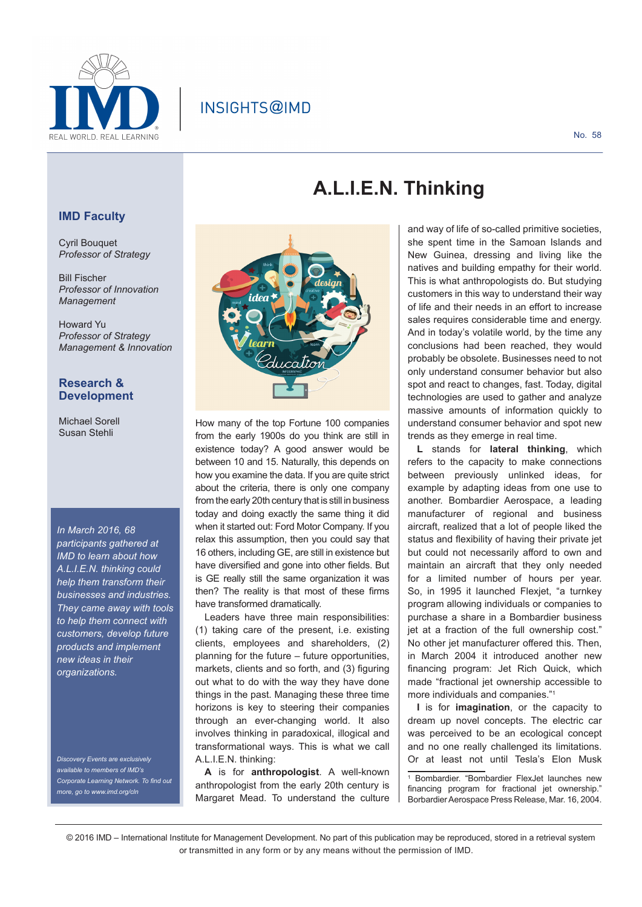INSIGHTS@IMD

No. 58

# A.L.I.E.N. Thinking

## IMD Faculty

Cyril Bouquet
*Professor of Strategy*

Bill Fischer
*Professor of Innovation Management*

Howard Yu
*Professor of Strategy Management & Innovation*

## Research & Development

Michael Sorell
Susan Stehli

*In March 2016, 68 participants gathered at IMD to learn about how A.L.I.E.N. thinking could help them transform their businesses and industries. They came away with tools to help them connect with customers, develop future products and implement new ideas in their organizations.*

*Discovery Events are exclusively available to members of IMD's Corporate Learning Network. To find out more, go to www.imd.org/cln*

How many of the top Fortune 100 companies from the early 1900s do you think are still in existence today? A good answer would be between 10 and 15. Naturally, this depends on how you examine the data. If you are quite strict about the criteria, there is only one company from the early 20th century that is still in business today and doing exactly the same thing it did when it started out: Ford Motor Company. If you relax this assumption, then you could say that 16 others, including GE, are still in existence but have diversified and gone into other fields. But is GE really still the same organization it was then? The reality is that most of these firms have transformed dramatically.

Leaders have three main responsibilities: (1) taking care of the present, i.e. existing clients, employees and shareholders, (2) planning for the future – future opportunities, markets, clients and so forth, and (3) figuring out what to do with the way they have done things in the past. Managing these three time horizons is key to steering their companies through an ever-changing world. It also involves thinking in paradoxical, illogical and transformational ways. This is what we call A.L.I.E.N. thinking:

**A** is for **anthropologist**. A well-known anthropologist from the early 20th century is Margaret Mead. To understand the culture and way of life of so-called primitive societies, she spent time in the Samoan Islands and New Guinea, dressing and living like the natives and building empathy for their world. This is what anthropologists do. But studying customers in this way to understand their way of life and their needs in an effort to increase sales requires considerable time and energy. And in today's volatile world, by the time any conclusions had been reached, they would probably be obsolete. Businesses need to not only understand consumer behavior but also spot and react to changes, fast. Today, digital technologies are used to gather and analyze massive amounts of information quickly to understand consumer behavior and spot new trends as they emerge in real time.

**L** stands for **lateral thinking**, which refers to the capacity to make connections between previously unlinked ideas, for example by adapting ideas from one use to another. Bombardier Aerospace, a leading manufacturer of regional and business aircraft, realized that a lot of people liked the status and flexibility of having their private jet but could not necessarily afford to own and maintain an aircraft that they only needed for a limited number of hours per year. So, in 1995 it launched Flexjet, "a turnkey program allowing individuals or companies to purchase a share in a Bombardier business jet at a fraction of the full ownership cost." No other jet manufacturer offered this. Then, in March 2004 it introduced another new financing program: Jet Rich Quick, which made "fractional jet ownership accessible to more individuals and companies."[1]

**I** is for **imagination**, or the capacity to dream up novel concepts. The electric car was perceived to be an ecological concept and no one really challenged its limitations. Or at least not until Tesla's Elon Musk

[1] Bombardier. "Bombardier FlexJet launches new financing program for fractional jet ownership." Borbardier Aerospace Press Release, Mar. 16, 2004.

© 2016 IMD – International Institute for Management Development. No part of this publication may be reproduced, stored in a retrieval system or transmitted in any form or by any means without the permission of IMD.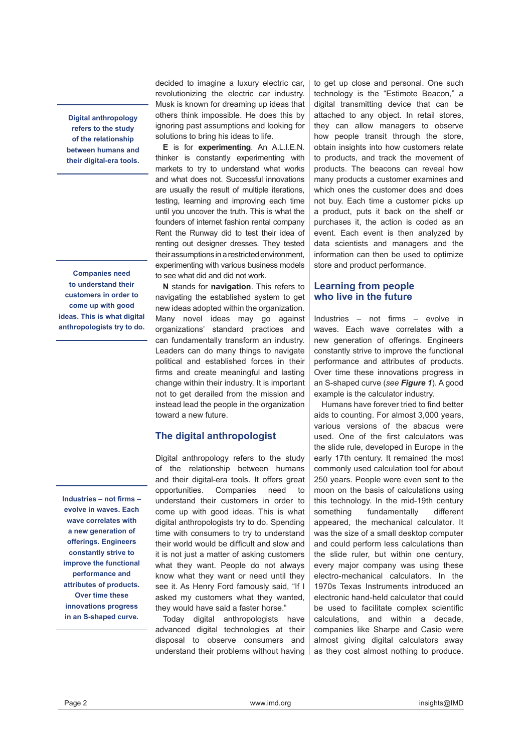decided to imagine a luxury electric car, revolutionizing the electric car industry. Musk is known for dreaming up ideas that others think impossible. He does this by ignoring past assumptions and looking for solutions to bring his ideas to life.

**E** is for **experimenting**. An A.L.I.E.N. thinker is constantly experimenting with markets to try to understand what works and what does not. Successful innovations are usually the result of multiple iterations, testing, learning and improving each time until you uncover the truth. This is what the founders of internet fashion rental company Rent the Runway did to test their idea of renting out designer dresses. They tested their assumptions in a restricted environment, experimenting with various business models to see what did and did not work.

**N** stands for **navigation**. This refers to navigating the established system to get new ideas adopted within the organization. Many novel ideas may go against organizations' standard practices and can fundamentally transform an industry. Leaders can do many things to navigate political and established forces in their firms and create meaningful and lasting change within their industry. It is important not to get derailed from the mission and instead lead the people in the organization toward a new future.

## The digital anthropologist

**Digital anthropology refers to the study of the relationship between humans and their digital-era tools.**

Digital anthropology refers to the study of the relationship between humans and their digital-era tools. It offers great opportunities. Companies need to understand their customers in order to come up with good ideas. This is what digital anthropologists try to do. Spending time with consumers to try to understand their world would be difficult and slow and it is not just a matter of asking customers what they want. People do not always know what they want or need until they see it. As Henry Ford famously said, "If I asked my customers what they wanted, they would have said a faster horse."

**Companies need to understand their customers in order to come up with good ideas. This is what digital anthropologists try to do.**

Today digital anthropologists have advanced digital technologies at their disposal to observe consumers and understand their problems without having to get up close and personal. One such technology is the "Estimote Beacon," a digital transmitting device that can be attached to any object. In retail stores, they can allow managers to observe how people transit through the store, obtain insights into how customers relate to products, and track the movement of products. The beacons can reveal how many products a customer examines and which ones the customer does and does not buy. Each time a customer picks up a product, puts it back on the shelf or purchases it, the action is coded as an event. Each event is then analyzed by data scientists and managers and the information can then be used to optimize store and product performance.

## Learning from people who live in the future

Industries – not firms – evolve in waves. Each wave correlates with a new generation of offerings. Engineers constantly strive to improve the functional performance and attributes of products. Over time these innovations progress in an S-shaped curve (*see **Figure 1***). A good example is the calculator industry.

**Industries – not firms – evolve in waves. Each wave correlates with a new generation of offerings. Engineers constantly strive to improve the functional performance and attributes of products. Over time these innovations progress in an S-shaped curve.**

Humans have forever tried to find better aids to counting. For almost 3,000 years, various versions of the abacus were used. One of the first calculators was the slide rule, developed in Europe in the early 17th century. It remained the most commonly used calculation tool for about 250 years. People were even sent to the moon on the basis of calculations using this technology. In the mid-19th century something fundamentally different appeared, the mechanical calculator. It was the size of a small desktop computer and could perform less calculations than the slide ruler, but within one century, every major company was using these electro-mechanical calculators. In the 1970s Texas Instruments introduced an electronic hand-held calculator that could be used to facilitate complex scientific calculations, and within a decade, companies like Sharpe and Casio were almost giving digital calculators away as they cost almost nothing to produce.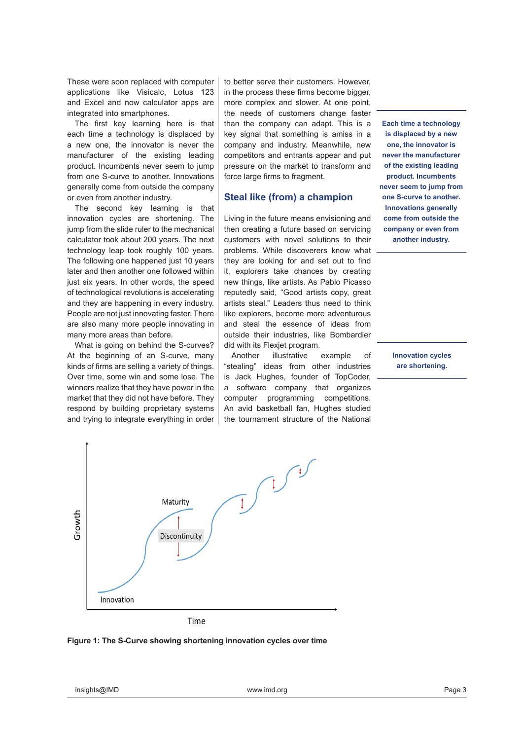These were soon replaced with computer applications like Visicalc, Lotus 123 and Excel and now calculator apps are integrated into smartphones.

The first key learning here is that each time a technology is displaced by a new one, the innovator is never the manufacturer of the existing leading product. Incumbents never seem to jump from one S-curve to another. Innovations generally come from outside the company or even from another industry.

The second key learning is that innovation cycles are shortening. The jump from the slide ruler to the mechanical calculator took about 200 years. The next technology leap took roughly 100 years. The following one happened just 10 years later and then another one followed within just six years. In other words, the speed of technological revolutions is accelerating and they are happening in every industry. People are not just innovating faster. There are also many more people innovating in many more areas than before.

What is going on behind the S-curves? At the beginning of an S-curve, many kinds of firms are selling a variety of things. Over time, some win and some lose. The winners realize that they have power in the market that they did not have before. They respond by building proprietary systems and trying to integrate everything in order to better serve their customers. However, in the process these firms become bigger, more complex and slower. At one point, the needs of customers change faster than the company can adapt. This is a key signal that something is amiss in a company and industry. Meanwhile, new competitors and entrants appear and put pressure on the market to transform and force large firms to fragment.

**Each time a technology is displaced by a new one, the innovator is never the manufacturer of the existing leading product. Incumbents never seem to jump from one S-curve to another. Innovations generally come from outside the company or even from another industry.**

## Steal like (from) a champion

Living in the future means envisioning and then creating a future based on servicing customers with novel solutions to their problems. While discoverers know what they are looking for and set out to find it, explorers take chances by creating new things, like artists. As Pablo Picasso reputedly said, "Good artists copy, great artists steal." Leaders thus need to think like explorers, become more adventurous and steal the essence of ideas from outside their industries, like Bombardier did with its Flexjet program.

Another illustrative example of "stealing" ideas from other industries is Jack Hughes, founder of TopCoder, a software company that organizes computer programming competitions. An avid basketball fan, Hughes studied the tournament structure of the National

**Innovation cycles are shortening.**

**Figure 1: The S-Curve showing shortening innovation cycles over time**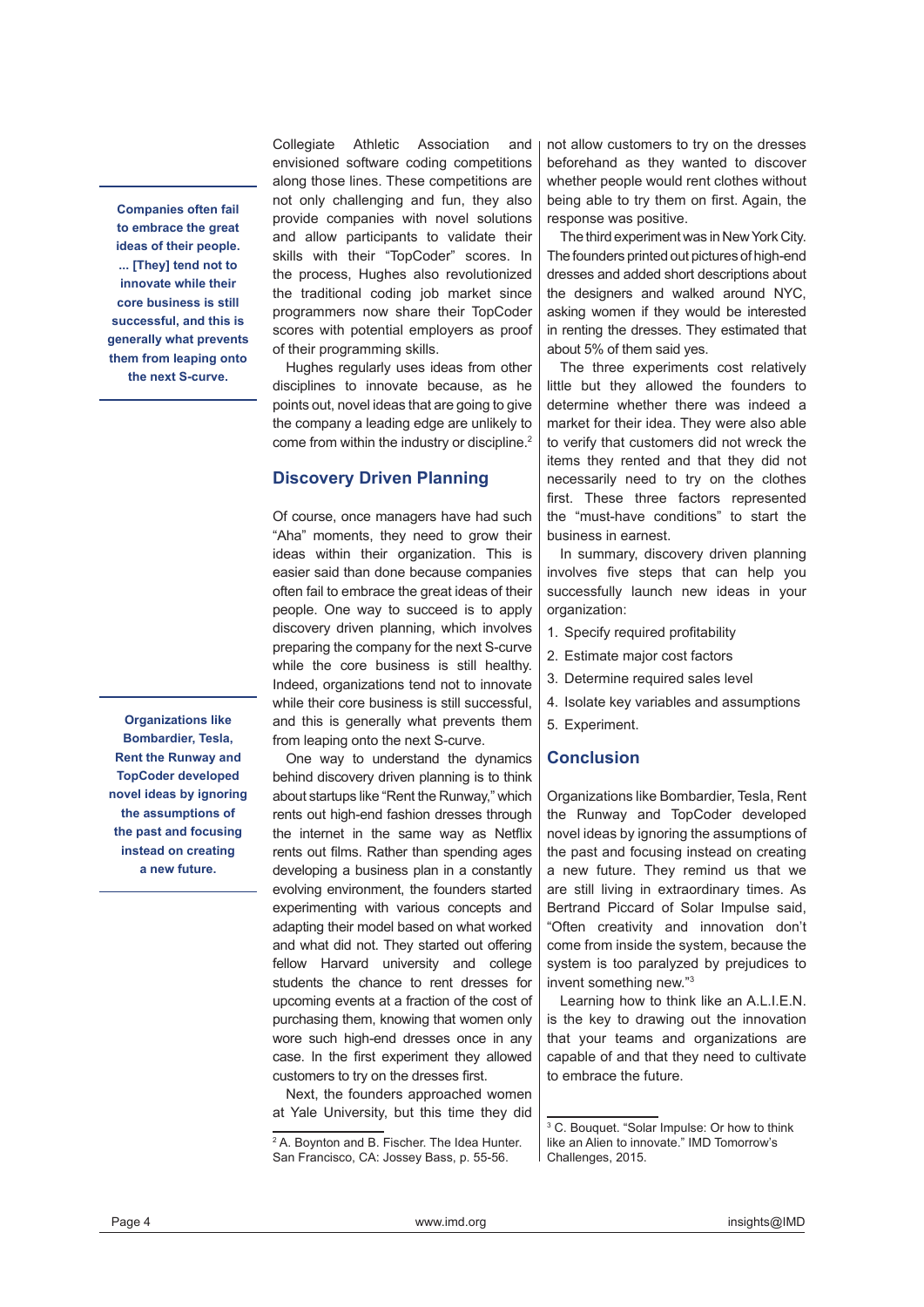> **Companies often fail to embrace the great ideas of their people. ... [They] tend not to innovate while their core business is still successful, and this is generally what prevents them from leaping onto the next S-curve.**

Collegiate Athletic Association and envisioned software coding competitions along those lines. These competitions are not only challenging and fun, they also provide companies with novel solutions and allow participants to validate their skills with their "TopCoder" scores. In the process, Hughes also revolutionized the traditional coding job market since programmers now share their TopCoder scores with potential employers as proof of their programming skills.

Hughes regularly uses ideas from other disciplines to innovate because, as he points out, novel ideas that are going to give the company a leading edge are unlikely to come from within the industry or discipline.[2]

## Discovery Driven Planning

Of course, once managers have had such "Aha" moments, they need to grow their ideas within their organization. This is easier said than done because companies often fail to embrace the great ideas of their people. One way to succeed is to apply discovery driven planning, which involves preparing the company for the next S-curve while the core business is still healthy. Indeed, organizations tend not to innovate while their core business is still successful, and this is generally what prevents them from leaping onto the next S-curve.

> **Organizations like Bombardier, Tesla, Rent the Runway and TopCoder developed novel ideas by ignoring the assumptions of the past and focusing instead on creating a new future.**

One way to understand the dynamics behind discovery driven planning is to think about startups like "Rent the Runway," which rents out high-end fashion dresses through the internet in the same way as Netflix rents out films. Rather than spending ages developing a business plan in a constantly evolving environment, the founders started experimenting with various concepts and adapting their model based on what worked and what did not. They started out offering fellow Harvard university and college students the chance to rent dresses for upcoming events at a fraction of the cost of purchasing them, knowing that women only wore such high-end dresses once in any case. In the first experiment they allowed customers to try on the dresses first.

Next, the founders approached women at Yale University, but this time they did not allow customers to try on the dresses beforehand as they wanted to discover whether people would rent clothes without being able to try them on first. Again, the response was positive.

The third experiment was in New York City. The founders printed out pictures of high-end dresses and added short descriptions about the designers and walked around NYC, asking women if they would be interested in renting the dresses. They estimated that about 5% of them said yes.

The three experiments cost relatively little but they allowed the founders to determine whether there was indeed a market for their idea. They were also able to verify that customers did not wreck the items they rented and that they did not necessarily need to try on the clothes first. These three factors represented the "must-have conditions" to start the business in earnest.

In summary, discovery driven planning involves five steps that can help you successfully launch new ideas in your organization:

1. Specify required profitability
2. Estimate major cost factors
3. Determine required sales level
4. Isolate key variables and assumptions
5. Experiment.

## Conclusion

Organizations like Bombardier, Tesla, Rent the Runway and TopCoder developed novel ideas by ignoring the assumptions of the past and focusing instead on creating a new future. They remind us that we are still living in extraordinary times. As Bertrand Piccard of Solar Impulse said, "Often creativity and innovation don't come from inside the system, because the system is too paralyzed by prejudices to invent something new."[3]

Learning how to think like an A.L.I.E.N. is the key to drawing out the innovation that your teams and organizations are capable of and that they need to cultivate to embrace the future.

---

[2] A. Boynton and B. Fischer. The Idea Hunter. San Francisco, CA: Jossey Bass, p. 55-56.

[3] C. Bouquet. "Solar Impulse: Or how to think like an Alien to innovate." IMD Tomorrow's Challenges, 2015.